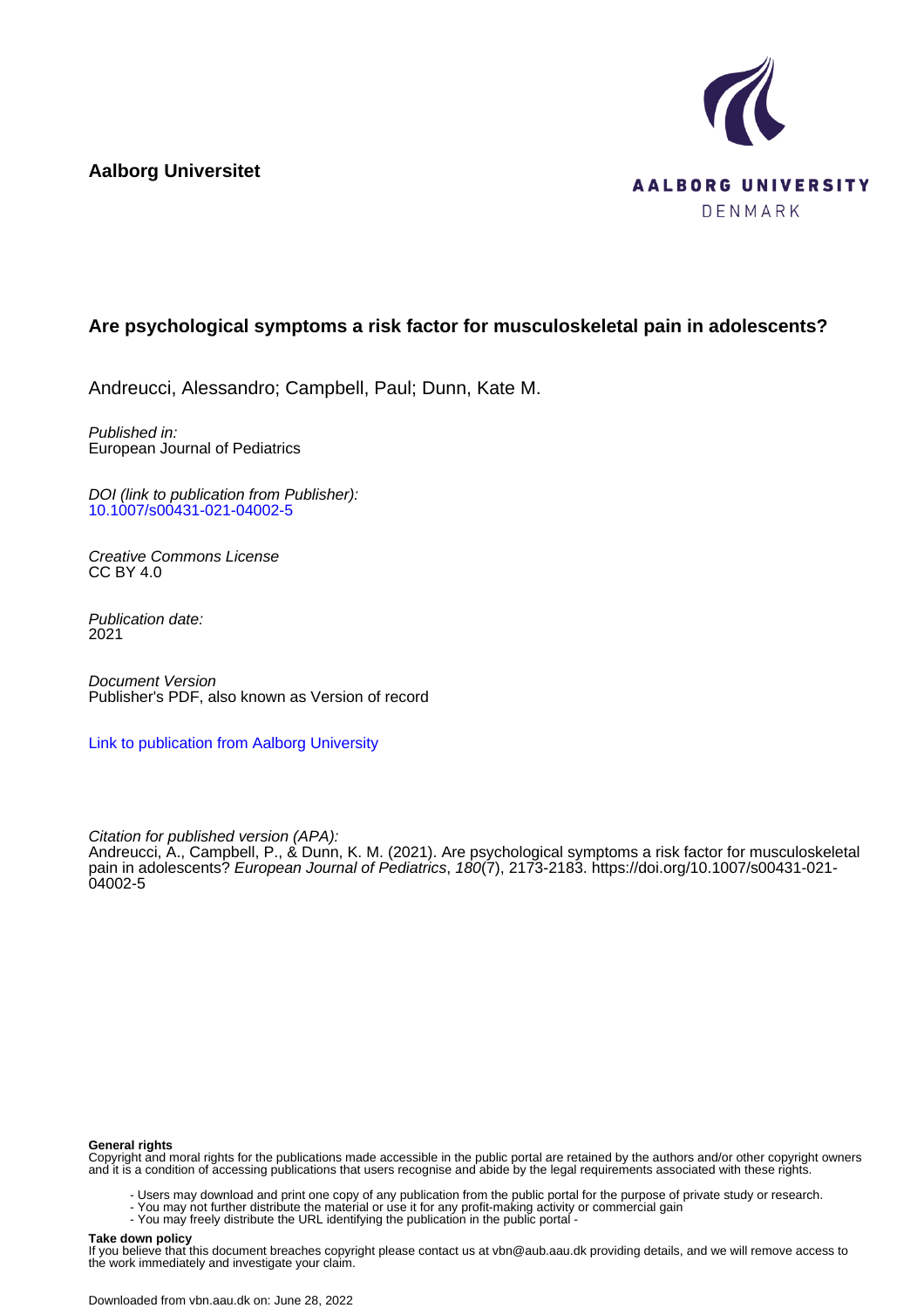**Aalborg Universitet**

AALBORG UNIVERSITY
DENMARK

## Are psychological symptoms a risk factor for musculoskeletal pain in adolescents?

Andreucci, Alessandro; Campbell, Paul; Dunn, Kate M.

*Published in:*
European Journal of Pediatrics

*DOI (link to publication from Publisher):*
10.1007/s00431-021-04002-5

*Creative Commons License*
CC BY 4.0

*Publication date:*
2021

*Document Version*
Publisher's PDF, also known as Version of record

Link to publication from Aalborg University

*Citation for published version (APA):*
Andreucci, A., Campbell, P., & Dunn, K. M. (2021). Are psychological symptoms a risk factor for musculoskeletal pain in adolescents? *European Journal of Pediatrics*, *180*(7), 2173-2183. https://doi.org/10.1007/s00431-021-04002-5

**General rights**
Copyright and moral rights for the publications made accessible in the public portal are retained by the authors and/or other copyright owners and it is a condition of accessing publications that users recognise and abide by the legal requirements associated with these rights.

- Users may download and print one copy of any publication from the public portal for the purpose of private study or research.
- You may not further distribute the material or use it for any profit-making activity or commercial gain
- You may freely distribute the URL identifying the publication in the public portal -

**Take down policy**
If you believe that this document breaches copyright please contact us at vbn@aub.aau.dk providing details, and we will remove access to the work immediately and investigate your claim.

Downloaded from vbn.aau.dk on: June 28, 2022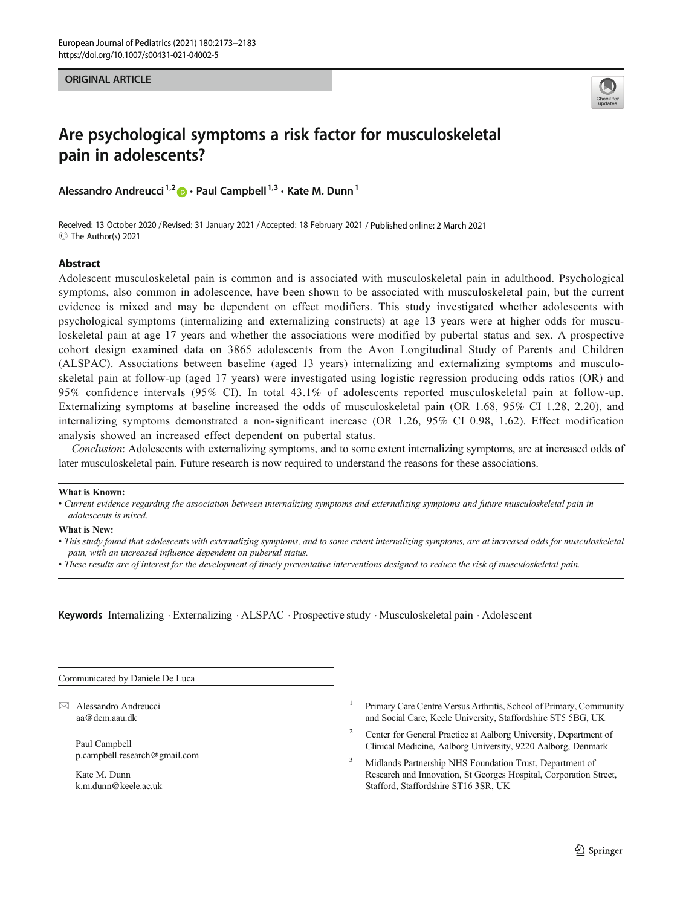ORIGINAL ARTICLE

# Are psychological symptoms a risk factor for musculoskeletal pain in adolescents?

Alessandro Andreucci[1,2] · Paul Campbell[1,3] · Kate M. Dunn[1]

Received: 13 October 2020 / Revised: 31 January 2021 / Accepted: 18 February 2021 / Published online: 2 March 2021
© The Author(s) 2021

## Abstract

Adolescent musculoskeletal pain is common and is associated with musculoskeletal pain in adulthood. Psychological symptoms, also common in adolescence, have been shown to be associated with musculoskeletal pain, but the current evidence is mixed and may be dependent on effect modifiers. This study investigated whether adolescents with psychological symptoms (internalizing and externalizing constructs) at age 13 years were at higher odds for musculoskeletal pain at age 17 years and whether the associations were modified by pubertal status and sex. A prospective cohort design examined data on 3865 adolescents from the Avon Longitudinal Study of Parents and Children (ALSPAC). Associations between baseline (aged 13 years) internalizing and externalizing symptoms and musculoskeletal pain at follow-up (aged 17 years) were investigated using logistic regression producing odds ratios (OR) and 95% confidence intervals (95% CI). In total 43.1% of adolescents reported musculoskeletal pain at follow-up. Externalizing symptoms at baseline increased the odds of musculoskeletal pain (OR 1.68, 95% CI 1.28, 2.20), and internalizing symptoms demonstrated a non-significant increase (OR 1.26, 95% CI 0.98, 1.62). Effect modification analysis showed an increased effect dependent on pubertal status.

*Conclusion*: Adolescents with externalizing symptoms, and to some extent internalizing symptoms, are at increased odds of later musculoskeletal pain. Future research is now required to understand the reasons for these associations.

**What is Known:**

- *Current evidence regarding the association between internalizing symptoms and externalizing symptoms and future musculoskeletal pain in adolescents is mixed.*

**What is New:**

- *This study found that adolescents with externalizing symptoms, and to some extent internalizing symptoms, are at increased odds for musculoskeletal pain, with an increased influence dependent on pubertal status.*
- *These results are of interest for the development of timely preventative interventions designed to reduce the risk of musculoskeletal pain.*

**Keywords** Internalizing · Externalizing · ALSPAC · Prospective study · Musculoskeletal pain · Adolescent

Communicated by Daniele De Luca

✉ Alessandro Andreucci
aa@dcm.aau.dk

Paul Campbell
p.campbell.research@gmail.com

Kate M. Dunn
k.m.dunn@keele.ac.uk

[1] Primary Care Centre Versus Arthritis, School of Primary, Community and Social Care, Keele University, Staffordshire ST5 5BG, UK

[2] Center for General Practice at Aalborg University, Department of Clinical Medicine, Aalborg University, 9220 Aalborg, Denmark

[3] Midlands Partnership NHS Foundation Trust, Department of Research and Innovation, St Georges Hospital, Corporation Street, Stafford, Staffordshire ST16 3SR, UK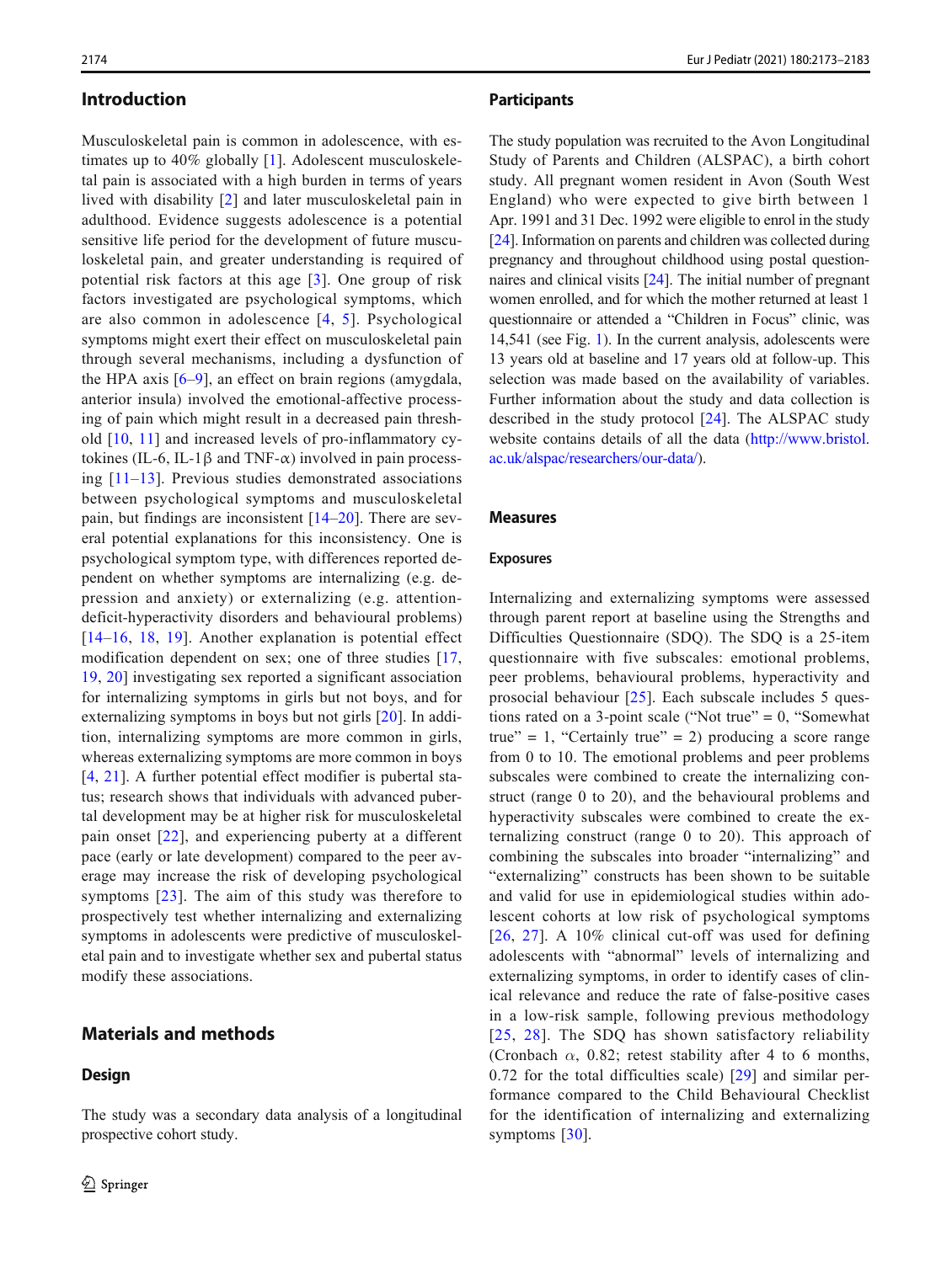## Introduction

Musculoskeletal pain is common in adolescence, with estimates up to 40% globally [1]. Adolescent musculoskeletal pain is associated with a high burden in terms of years lived with disability [2] and later musculoskeletal pain in adulthood. Evidence suggests adolescence is a potential sensitive life period for the development of future musculoskeletal pain, and greater understanding is required of potential risk factors at this age [3]. One group of risk factors investigated are psychological symptoms, which are also common in adolescence [4, 5]. Psychological symptoms might exert their effect on musculoskeletal pain through several mechanisms, including a dysfunction of the HPA axis [6–9], an effect on brain regions (amygdala, anterior insula) involved the emotional-affective processing of pain which might result in a decreased pain threshold [10, 11] and increased levels of pro-inflammatory cytokines (IL-6, IL-1β and TNF-α) involved in pain processing [11–13]. Previous studies demonstrated associations between psychological symptoms and musculoskeletal pain, but findings are inconsistent [14–20]. There are several potential explanations for this inconsistency. One is psychological symptom type, with differences reported dependent on whether symptoms are internalizing (e.g. depression and anxiety) or externalizing (e.g. attention-deficit-hyperactivity disorders and behavioural problems) [14–16, 18, 19]. Another explanation is potential effect modification dependent on sex; one of three studies [17, 19, 20] investigating sex reported a significant association for internalizing symptoms in girls but not boys, and for externalizing symptoms in boys but not girls [20]. In addition, internalizing symptoms are more common in girls, whereas externalizing symptoms are more common in boys [4, 21]. A further potential effect modifier is pubertal status; research shows that individuals with advanced pubertal development may be at higher risk for musculoskeletal pain onset [22], and experiencing puberty at a different pace (early or late development) compared to the peer average may increase the risk of developing psychological symptoms [23]. The aim of this study was therefore to prospectively test whether internalizing and externalizing symptoms in adolescents were predictive of musculoskeletal pain and to investigate whether sex and pubertal status modify these associations.

## Materials and methods

### Design

The study was a secondary data analysis of a longitudinal prospective cohort study.

### Participants

The study population was recruited to the Avon Longitudinal Study of Parents and Children (ALSPAC), a birth cohort study. All pregnant women resident in Avon (South West England) who were expected to give birth between 1 Apr. 1991 and 31 Dec. 1992 were eligible to enrol in the study [24]. Information on parents and children was collected during pregnancy and throughout childhood using postal questionnaires and clinical visits [24]. The initial number of pregnant women enrolled, and for which the mother returned at least 1 questionnaire or attended a "Children in Focus" clinic, was 14,541 (see Fig. 1). In the current analysis, adolescents were 13 years old at baseline and 17 years old at follow-up. This selection was made based on the availability of variables. Further information about the study and data collection is described in the study protocol [24]. The ALSPAC study website contains details of all the data (http://www.bristol.ac.uk/alspac/researchers/our-data/).

### Measures

#### Exposures

Internalizing and externalizing symptoms were assessed through parent report at baseline using the Strengths and Difficulties Questionnaire (SDQ). The SDQ is a 25-item questionnaire with five subscales: emotional problems, peer problems, behavioural problems, hyperactivity and prosocial behaviour [25]. Each subscale includes 5 questions rated on a 3-point scale ("Not true" = 0, "Somewhat true" = 1, "Certainly true" = 2) producing a score range from 0 to 10. The emotional problems and peer problems subscales were combined to create the internalizing construct (range 0 to 20), and the behavioural problems and hyperactivity subscales were combined to create the externalizing construct (range 0 to 20). This approach of combining the subscales into broader "internalizing" and "externalizing" constructs has been shown to be suitable and valid for use in epidemiological studies within adolescent cohorts at low risk of psychological symptoms [26, 27]. A 10% clinical cut-off was used for defining adolescents with "abnormal" levels of internalizing and externalizing symptoms, in order to identify cases of clinical relevance and reduce the rate of false-positive cases in a low-risk sample, following previous methodology [25, 28]. The SDQ has shown satisfactory reliability (Cronbach α, 0.82; retest stability after 4 to 6 months, 0.72 for the total difficulties scale) [29] and similar performance compared to the Child Behavioural Checklist for the identification of internalizing and externalizing symptoms [30].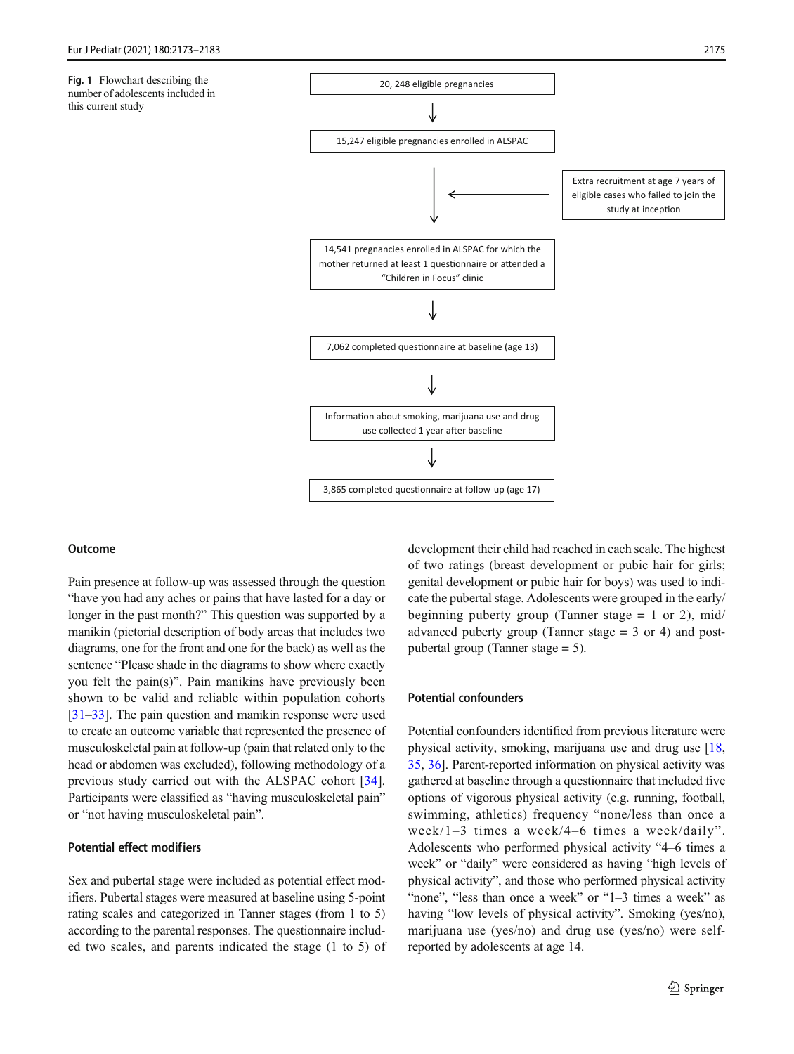**Fig. 1** Flowchart describing the number of adolescents included in this current study

20, 248 eligible pregnancies

↓

15,247 eligible pregnancies enrolled in ALSPAC

↓ ← Extra recruitment at age 7 years of eligible cases who failed to join the study at inception

14,541 pregnancies enrolled in ALSPAC for which the mother returned at least 1 questionnaire or attended a "Children in Focus" clinic

↓

7,062 completed questionnaire at baseline (age 13)

↓

Information about smoking, marijuana use and drug use collected 1 year after baseline

↓

3,865 completed questionnaire at follow-up (age 17)

### Outcome

Pain presence at follow-up was assessed through the question "have you had any aches or pains that have lasted for a day or longer in the past month?" This question was supported by a manikin (pictorial description of body areas that includes two diagrams, one for the front and one for the back) as well as the sentence "Please shade in the diagrams to show where exactly you felt the pain(s)". Pain manikins have previously been shown to be valid and reliable within population cohorts [31–33]. The pain question and manikin response were used to create an outcome variable that represented the presence of musculoskeletal pain at follow-up (pain that related only to the head or abdomen was excluded), following methodology of a previous study carried out with the ALSPAC cohort [34]. Participants were classified as "having musculoskeletal pain" or "not having musculoskeletal pain".

### Potential effect modifiers

Sex and pubertal stage were included as potential effect modifiers. Pubertal stages were measured at baseline using 5-point rating scales and categorized in Tanner stages (from 1 to 5) according to the parental responses. The questionnaire included two scales, and parents indicated the stage (1 to 5) of development their child had reached in each scale. The highest of two ratings (breast development or pubic hair for girls; genital development or pubic hair for boys) was used to indicate the pubertal stage. Adolescents were grouped in the early/beginning puberty group (Tanner stage = 1 or 2), mid/advanced puberty group (Tanner stage = 3 or 4) and post-pubertal group (Tanner stage = 5).

### Potential confounders

Potential confounders identified from previous literature were physical activity, smoking, marijuana use and drug use [18, 35, 36]. Parent-reported information on physical activity was gathered at baseline through a questionnaire that included five options of vigorous physical activity (e.g. running, football, swimming, athletics) frequency "none/less than once a week/1–3 times a week/4–6 times a week/daily". Adolescents who performed physical activity "4–6 times a week" or "daily" were considered as having "high levels of physical activity", and those who performed physical activity "none", "less than once a week" or "1–3 times a week" as having "low levels of physical activity". Smoking (yes/no), marijuana use (yes/no) and drug use (yes/no) were self-reported by adolescents at age 14.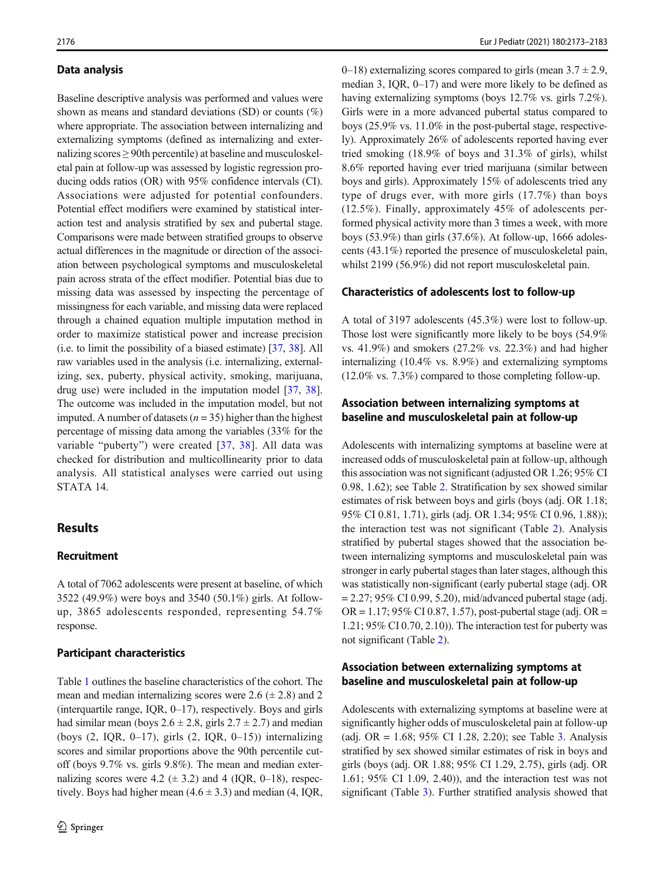### Data analysis

Baseline descriptive analysis was performed and values were shown as means and standard deviations (SD) or counts (%) where appropriate. The association between internalizing and externalizing symptoms (defined as internalizing and externalizing scores ≥ 90th percentile) at baseline and musculoskeletal pain at follow-up was assessed by logistic regression producing odds ratios (OR) with 95% confidence intervals (CI). Associations were adjusted for potential confounders. Potential effect modifiers were examined by statistical interaction test and analysis stratified by sex and pubertal stage. Comparisons were made between stratified groups to observe actual differences in the magnitude or direction of the association between psychological symptoms and musculoskeletal pain across strata of the effect modifier. Potential bias due to missing data was assessed by inspecting the percentage of missingness for each variable, and missing data were replaced through a chained equation multiple imputation method in order to maximize statistical power and increase precision (i.e. to limit the possibility of a biased estimate) [37, 38]. All raw variables used in the analysis (i.e. internalizing, externalizing, sex, puberty, physical activity, smoking, marijuana, drug use) were included in the imputation model [37, 38]. The outcome was included in the imputation model, but not imputed. A number of datasets ($n = 35$) higher than the highest percentage of missing data among the variables (33% for the variable "puberty") were created [37, 38]. All data was checked for distribution and multicollinearity prior to data analysis. All statistical analyses were carried out using STATA 14.

## Results

### Recruitment

A total of 7062 adolescents were present at baseline, of which 3522 (49.9%) were boys and 3540 (50.1%) girls. At follow-up, 3865 adolescents responded, representing 54.7% response.

### Participant characteristics

Table 1 outlines the baseline characteristics of the cohort. The mean and median internalizing scores were 2.6 (± 2.8) and 2 (interquartile range, IQR, 0–17), respectively. Boys and girls had similar mean (boys 2.6 ± 2.8, girls 2.7 ± 2.7) and median (boys (2, IQR, 0–17), girls (2, IQR, 0–15)) internalizing scores and similar proportions above the 90th percentile cut-off (boys 9.7% vs. girls 9.8%). The mean and median externalizing scores were 4.2 (± 3.2) and 4 (IQR, 0–18), respectively. Boys had higher mean (4.6 ± 3.3) and median (4, IQR, 0–18) externalizing scores compared to girls (mean 3.7 ± 2.9, median 3, IQR, 0–17) and were more likely to be defined as having externalizing symptoms (boys 12.7% vs. girls 7.2%). Girls were in a more advanced pubertal status compared to boys (25.9% vs. 11.0% in the post-pubertal stage, respectively). Approximately 26% of adolescents reported having ever tried smoking (18.9% of boys and 31.3% of girls), whilst 8.6% reported having ever tried marijuana (similar between boys and girls). Approximately 15% of adolescents tried any type of drugs ever, with more girls (17.7%) than boys (12.5%). Finally, approximately 45% of adolescents performed physical activity more than 3 times a week, with more boys (53.9%) than girls (37.6%). At follow-up, 1666 adolescents (43.1%) reported the presence of musculoskeletal pain, whilst 2199 (56.9%) did not report musculoskeletal pain.

### Characteristics of adolescents lost to follow-up

A total of 3197 adolescents (45.3%) were lost to follow-up. Those lost were significantly more likely to be boys (54.9% vs. 41.9%) and smokers (27.2% vs. 22.3%) and had higher internalizing (10.4% vs. 8.9%) and externalizing symptoms (12.0% vs. 7.3%) compared to those completing follow-up.

### Association between internalizing symptoms at baseline and musculoskeletal pain at follow-up

Adolescents with internalizing symptoms at baseline were at increased odds of musculoskeletal pain at follow-up, although this association was not significant (adjusted OR 1.26; 95% CI 0.98, 1.62); see Table 2. Stratification by sex showed similar estimates of risk between boys and girls (boys (adj. OR 1.18; 95% CI 0.81, 1.71), girls (adj. OR 1.34; 95% CI 0.96, 1.88)); the interaction test was not significant (Table 2). Analysis stratified by pubertal stages showed that the association between internalizing symptoms and musculoskeletal pain was stronger in early pubertal stages than later stages, although this was statistically non-significant (early pubertal stage (adj. OR = 2.27; 95% CI 0.99, 5.20), mid/advanced pubertal stage (adj. OR = 1.17; 95% CI 0.87, 1.57), post-pubertal stage (adj. OR = 1.21; 95% CI 0.70, 2.10)). The interaction test for puberty was not significant (Table 2).

### Association between externalizing symptoms at baseline and musculoskeletal pain at follow-up

Adolescents with externalizing symptoms at baseline were at significantly higher odds of musculoskeletal pain at follow-up (adj. OR = 1.68; 95% CI 1.28, 2.20); see Table 3. Analysis stratified by sex showed similar estimates of risk in boys and girls (boys (adj. OR 1.88; 95% CI 1.29, 2.75), girls (adj. OR 1.61; 95% CI 1.09, 2.40)), and the interaction test was not significant (Table 3). Further stratified analysis showed that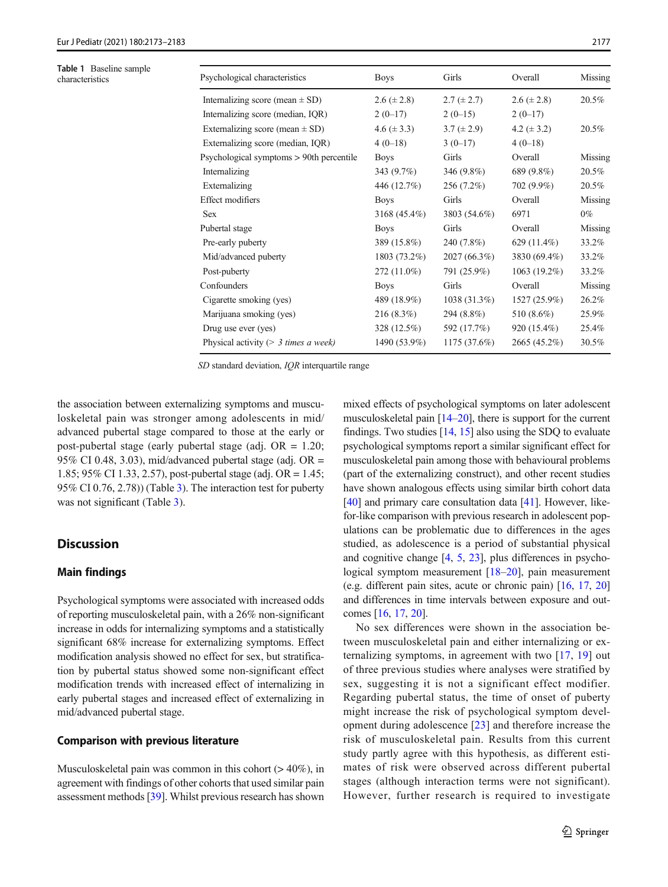**Table 1** Baseline sample characteristics

| Psychological characteristics | Boys | Girls | Overall | Missing |
|---|---|---|---|---|
| Internalizing score (mean ± SD) | 2.6 (± 2.8) | 2.7 (± 2.7) | 2.6 (± 2.8) | 20.5% |
| Internalizing score (median, IQR) | 2 (0–17) | 2 (0–15) | 2 (0–17) | |
| Externalizing score (mean ± SD) | 4.6 (± 3.3) | 3.7 (± 2.9) | 4.2 (± 3.2) | 20.5% |
| Externalizing score (median, IQR) | 4 (0–18) | 3 (0–17) | 4 (0–18) | |
| Psychological symptoms > 90th percentile | Boys | Girls | Overall | Missing |
| Internalizing | 343 (9.7%) | 346 (9.8%) | 689 (9.8%) | 20.5% |
| Externalizing | 446 (12.7%) | 256 (7.2%) | 702 (9.9%) | 20.5% |
| Effect modifiers | Boys | Girls | Overall | Missing |
| Sex | 3168 (45.4%) | 3803 (54.6%) | 6971 | 0% |
| Pubertal stage | Boys | Girls | Overall | Missing |
| Pre-early puberty | 389 (15.8%) | 240 (7.8%) | 629 (11.4%) | 33.2% |
| Mid/advanced puberty | 1803 (73.2%) | 2027 (66.3%) | 3830 (69.4%) | 33.2% |
| Post-puberty | 272 (11.0%) | 791 (25.9%) | 1063 (19.2%) | 33.2% |
| Confounders | Boys | Girls | Overall | Missing |
| Cigarette smoking (yes) | 489 (18.9%) | 1038 (31.3%) | 1527 (25.9%) | 26.2% |
| Marijuana smoking (yes) | 216 (8.3%) | 294 (8.8%) | 510 (8.6%) | 25.9% |
| Drug use ever (yes) | 328 (12.5%) | 592 (17.7%) | 920 (15.4%) | 25.4% |
| Physical activity (> *3 times a week)* | 1490 (53.9%) | 1175 (37.6%) | 2665 (45.2%) | 30.5% |

*SD* standard deviation, *IQR* interquartile range

the association between externalizing symptoms and musculoskeletal pain was stronger among adolescents in mid/advanced pubertal stage compared to those at the early or post-pubertal stage (early pubertal stage (adj. OR = 1.20; 95% CI 0.48, 3.03), mid/advanced pubertal stage (adj. OR = 1.85; 95% CI 1.33, 2.57), post-pubertal stage (adj. OR = 1.45; 95% CI 0.76, 2.78)) (Table 3). The interaction test for puberty was not significant (Table 3).

## Discussion

### Main findings

Psychological symptoms were associated with increased odds of reporting musculoskeletal pain, with a 26% non-significant increase in odds for internalizing symptoms and a statistically significant 68% increase for externalizing symptoms. Effect modification analysis showed no effect for sex, but stratification by pubertal status showed some non-significant effect modification trends with increased effect of internalizing in early pubertal stages and increased effect of externalizing in mid/advanced pubertal stage.

### Comparison with previous literature

Musculoskeletal pain was common in this cohort (> 40%), in agreement with findings of other cohorts that used similar pain assessment methods [39]. Whilst previous research has shown mixed effects of psychological symptoms on later adolescent musculoskeletal pain [14–20], there is support for the current findings. Two studies [14, 15] also using the SDQ to evaluate psychological symptoms report a similar significant effect for musculoskeletal pain among those with behavioural problems (part of the externalizing construct), and other recent studies have shown analogous effects using similar birth cohort data [40] and primary care consultation data [41]. However, like-for-like comparison with previous research in adolescent populations can be problematic due to differences in the ages studied, as adolescence is a period of substantial physical and cognitive change [4, 5, 23], plus differences in psychological symptom measurement [18–20], pain measurement (e.g. different pain sites, acute or chronic pain) [16, 17, 20] and differences in time intervals between exposure and outcomes [16, 17, 20].

No sex differences were shown in the association between musculoskeletal pain and either internalizing or externalizing symptoms, in agreement with two [17, 19] out of three previous studies where analyses were stratified by sex, suggesting it is not a significant effect modifier. Regarding pubertal status, the time of onset of puberty might increase the risk of psychological symptom development during adolescence [23] and therefore increase the risk of musculoskeletal pain. Results from this current study partly agree with this hypothesis, as different estimates of risk were observed across different pubertal stages (although interaction terms were not significant). However, further research is required to investigate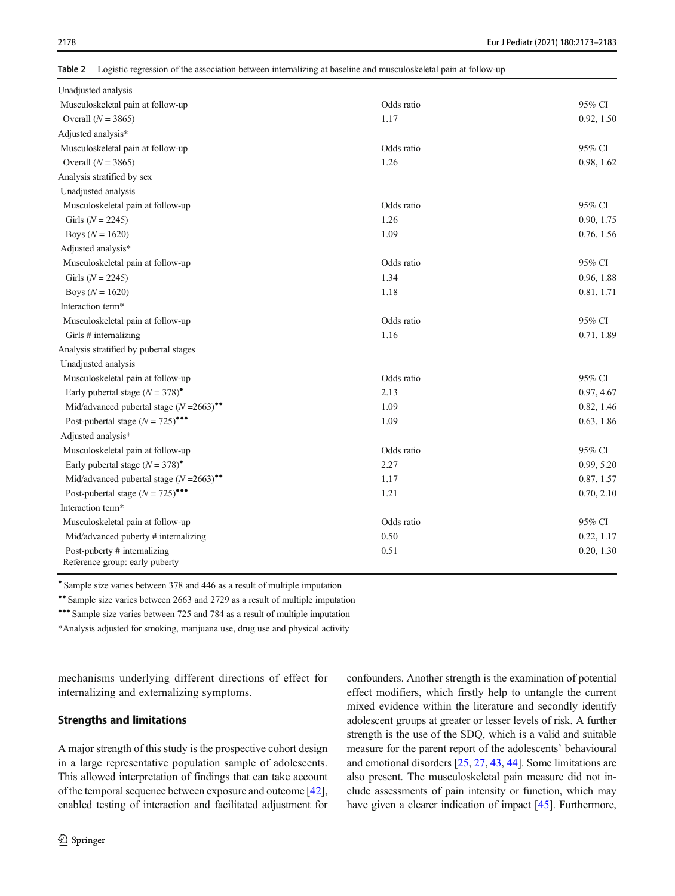**Table 2** Logistic regression of the association between internalizing at baseline and musculoskeletal pain at follow-up

| | | |
|---|---|---|
| Unadjusted analysis | | |
| Musculoskeletal pain at follow-up | Odds ratio | 95% CI |
| Overall ($N$ = 3865) | 1.17 | 0.92, 1.50 |
| Adjusted analysis* | | |
| Musculoskeletal pain at follow-up | Odds ratio | 95% CI |
| Overall ($N$ = 3865) | 1.26 | 0.98, 1.62 |
| Analysis stratified by sex | | |
| Unadjusted analysis | | |
| Musculoskeletal pain at follow-up | Odds ratio | 95% CI |
| Girls ($N$ = 2245) | 1.26 | 0.90, 1.75 |
| Boys ($N$ = 1620) | 1.09 | 0.76, 1.56 |
| Adjusted analysis* | | |
| Musculoskeletal pain at follow-up | Odds ratio | 95% CI |
| Girls ($N$ = 2245) | 1.34 | 0.96, 1.88 |
| Boys ($N$ = 1620) | 1.18 | 0.81, 1.71 |
| Interaction term* | | |
| Musculoskeletal pain at follow-up | Odds ratio | 95% CI |
| Girls # internalizing | 1.16 | 0.71, 1.89 |
| Analysis stratified by pubertal stages | | |
| Unadjusted analysis | | |
| Musculoskeletal pain at follow-up | Odds ratio | 95% CI |
| Early pubertal stage ($N$ = 378)• | 2.13 | 0.97, 4.67 |
| Mid/advanced pubertal stage ($N$ =2663)•• | 1.09 | 0.82, 1.46 |
| Post-pubertal stage ($N$ = 725)••• | 1.09 | 0.63, 1.86 |
| Adjusted analysis* | | |
| Musculoskeletal pain at follow-up | Odds ratio | 95% CI |
| Early pubertal stage ($N$ = 378)• | 2.27 | 0.99, 5.20 |
| Mid/advanced pubertal stage ($N$ =2663)•• | 1.17 | 0.87, 1.57 |
| Post-pubertal stage ($N$ = 725)••• | 1.21 | 0.70, 2.10 |
| Interaction term* | | |
| Musculoskeletal pain at follow-up | Odds ratio | 95% CI |
| Mid/advanced puberty # internalizing | 0.50 | 0.22, 1.17 |
| Post-puberty # internalizing<br>Reference group: early puberty | 0.51 | 0.20, 1.30 |

• Sample size varies between 378 and 446 as a result of multiple imputation

•• Sample size varies between 2663 and 2729 as a result of multiple imputation

••• Sample size varies between 725 and 784 as a result of multiple imputation

*Analysis adjusted for smoking, marijuana use, drug use and physical activity

mechanisms underlying different directions of effect for internalizing and externalizing symptoms.

## Strengths and limitations

A major strength of this study is the prospective cohort design in a large representative population sample of adolescents. This allowed interpretation of findings that can take account of the temporal sequence between exposure and outcome [42], enabled testing of interaction and facilitated adjustment for confounders. Another strength is the examination of potential effect modifiers, which firstly help to untangle the current mixed evidence within the literature and secondly identify adolescent groups at greater or lesser levels of risk. A further strength is the use of the SDQ, which is a valid and suitable measure for the parent report of the adolescents' behavioural and emotional disorders [25, 27, 43, 44]. Some limitations are also present. The musculoskeletal pain measure did not include assessments of pain intensity or function, which may have given a clearer indication of impact [45]. Furthermore,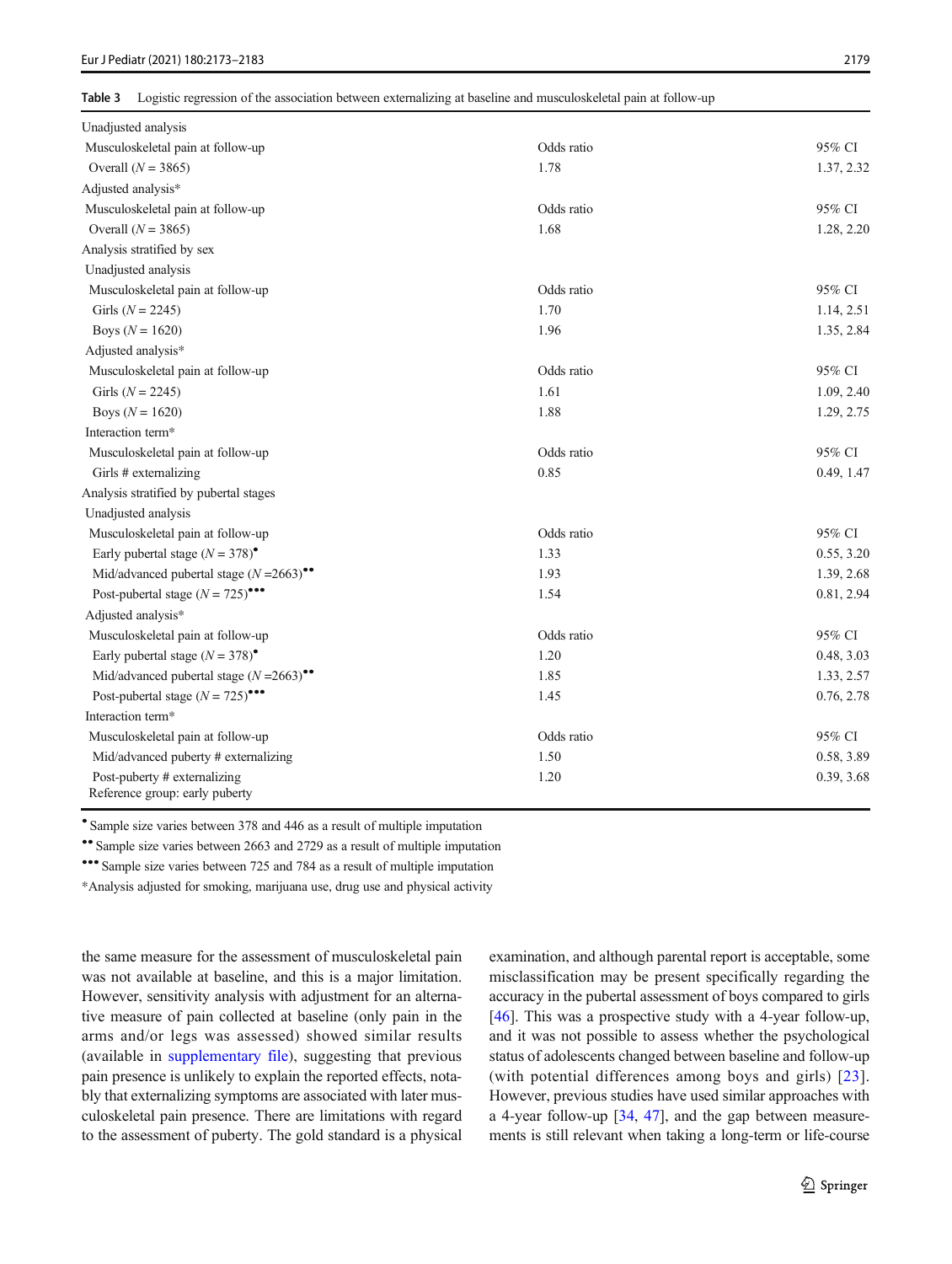**Table 3** Logistic regression of the association between externalizing at baseline and musculoskeletal pain at follow-up

| | | |
|---|---|---|
| Unadjusted analysis | | |
| Musculoskeletal pain at follow-up | Odds ratio | 95% CI |
| Overall (*N* = 3865) | 1.78 | 1.37, 2.32 |
| Adjusted analysis* | | |
| Musculoskeletal pain at follow-up | Odds ratio | 95% CI |
| Overall (*N* = 3865) | 1.68 | 1.28, 2.20 |
| Analysis stratified by sex | | |
| Unadjusted analysis | | |
| Musculoskeletal pain at follow-up | Odds ratio | 95% CI |
| Girls (*N* = 2245) | 1.70 | 1.14, 2.51 |
| Boys (*N* = 1620) | 1.96 | 1.35, 2.84 |
| Adjusted analysis* | | |
| Musculoskeletal pain at follow-up | Odds ratio | 95% CI |
| Girls (*N* = 2245) | 1.61 | 1.09, 2.40 |
| Boys (*N* = 1620) | 1.88 | 1.29, 2.75 |
| Interaction term* | | |
| Musculoskeletal pain at follow-up | Odds ratio | 95% CI |
| Girls # externalizing | 0.85 | 0.49, 1.47 |
| Analysis stratified by pubertal stages | | |
| Unadjusted analysis | | |
| Musculoskeletal pain at follow-up | Odds ratio | 95% CI |
| Early pubertal stage (*N* = 378)• | 1.33 | 0.55, 3.20 |
| Mid/advanced pubertal stage (*N* =2663)•• | 1.93 | 1.39, 2.68 |
| Post-pubertal stage (*N* = 725)••• | 1.54 | 0.81, 2.94 |
| Adjusted analysis* | | |
| Musculoskeletal pain at follow-up | Odds ratio | 95% CI |
| Early pubertal stage (*N* = 378)• | 1.20 | 0.48, 3.03 |
| Mid/advanced pubertal stage (*N* =2663)•• | 1.85 | 1.33, 2.57 |
| Post-pubertal stage (*N* = 725)••• | 1.45 | 0.76, 2.78 |
| Interaction term* | | |
| Musculoskeletal pain at follow-up | Odds ratio | 95% CI |
| Mid/advanced puberty # externalizing | 1.50 | 0.58, 3.89 |
| Post-puberty # externalizing | 1.20 | 0.39, 3.68 |
| Reference group: early puberty | | |

• Sample size varies between 378 and 446 as a result of multiple imputation

•• Sample size varies between 2663 and 2729 as a result of multiple imputation

••• Sample size varies between 725 and 784 as a result of multiple imputation

*Analysis adjusted for smoking, marijuana use, drug use and physical activity

the same measure for the assessment of musculoskeletal pain was not available at baseline, and this is a major limitation. However, sensitivity analysis with adjustment for an alternative measure of pain collected at baseline (only pain in the arms and/or legs was assessed) showed similar results (available in supplementary file), suggesting that previous pain presence is unlikely to explain the reported effects, notably that externalizing symptoms are associated with later musculoskeletal pain presence. There are limitations with regard to the assessment of puberty. The gold standard is a physical examination, and although parental report is acceptable, some misclassification may be present specifically regarding the accuracy in the pubertal assessment of boys compared to girls [46]. This was a prospective study with a 4-year follow-up, and it was not possible to assess whether the psychological status of adolescents changed between baseline and follow-up (with potential differences among boys and girls) [23]. However, previous studies have used similar approaches with a 4-year follow-up [34, 47], and the gap between measurements is still relevant when taking a long-term or life-course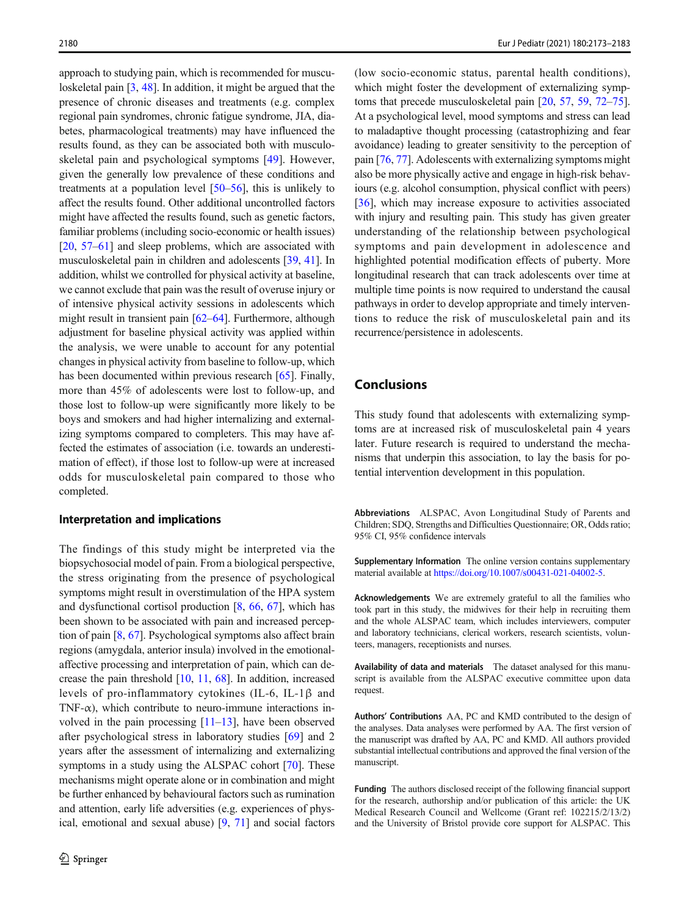approach to studying pain, which is recommended for musculoskeletal pain [3, 48]. In addition, it might be argued that the presence of chronic diseases and treatments (e.g. complex regional pain syndromes, chronic fatigue syndrome, JIA, diabetes, pharmacological treatments) may have influenced the results found, as they can be associated both with musculoskeletal pain and psychological symptoms [49]. However, given the generally low prevalence of these conditions and treatments at a population level [50–56], this is unlikely to affect the results found. Other additional uncontrolled factors might have affected the results found, such as genetic factors, familiar problems (including socio-economic or health issues) [20, 57–61] and sleep problems, which are associated with musculoskeletal pain in children and adolescents [39, 41]. In addition, whilst we controlled for physical activity at baseline, we cannot exclude that pain was the result of overuse injury or of intensive physical activity sessions in adolescents which might result in transient pain [62–64]. Furthermore, although adjustment for baseline physical activity was applied within the analysis, we were unable to account for any potential changes in physical activity from baseline to follow-up, which has been documented within previous research [65]. Finally, more than 45% of adolescents were lost to follow-up, and those lost to follow-up were significantly more likely to be boys and smokers and had higher internalizing and externalizing symptoms compared to completers. This may have affected the estimates of association (i.e. towards an underestimation of effect), if those lost to follow-up were at increased odds for musculoskeletal pain compared to those who completed.

### Interpretation and implications

The findings of this study might be interpreted via the biopsychosocial model of pain. From a biological perspective, the stress originating from the presence of psychological symptoms might result in overstimulation of the HPA system and dysfunctional cortisol production [8, 66, 67], which has been shown to be associated with pain and increased perception of pain [8, 67]. Psychological symptoms also affect brain regions (amygdala, anterior insula) involved in the emotional-affective processing and interpretation of pain, which can decrease the pain threshold [10, 11, 68]. In addition, increased levels of pro-inflammatory cytokines (IL-6, IL-1β and TNF-α), which contribute to neuro-immune interactions involved in the pain processing [11–13], have been observed after psychological stress in laboratory studies [69] and 2 years after the assessment of internalizing and externalizing symptoms in a study using the ALSPAC cohort [70]. These mechanisms might operate alone or in combination and might be further enhanced by behavioural factors such as rumination and attention, early life adversities (e.g. experiences of physical, emotional and sexual abuse) [9, 71] and social factors (low socio-economic status, parental health conditions), which might foster the development of externalizing symptoms that precede musculoskeletal pain [20, 57, 59, 72–75]. At a psychological level, mood symptoms and stress can lead to maladaptive thought processing (catastrophizing and fear avoidance) leading to greater sensitivity to the perception of pain [76, 77]. Adolescents with externalizing symptoms might also be more physically active and engage in high-risk behaviours (e.g. alcohol consumption, physical conflict with peers) [36], which may increase exposure to activities associated with injury and resulting pain. This study has given greater understanding of the relationship between psychological symptoms and pain development in adolescence and highlighted potential modification effects of puberty. More longitudinal research that can track adolescents over time at multiple time points is now required to understand the causal pathways in order to develop appropriate and timely interventions to reduce the risk of musculoskeletal pain and its recurrence/persistence in adolescents.

## Conclusions

This study found that adolescents with externalizing symptoms are at increased risk of musculoskeletal pain 4 years later. Future research is required to understand the mechanisms that underpin this association, to lay the basis for potential intervention development in this population.

**Abbreviations** ALSPAC, Avon Longitudinal Study of Parents and Children; SDQ, Strengths and Difficulties Questionnaire; OR, Odds ratio; 95% CI, 95% confidence intervals

**Supplementary Information** The online version contains supplementary material available at https://doi.org/10.1007/s00431-021-04002-5.

**Acknowledgements** We are extremely grateful to all the families who took part in this study, the midwives for their help in recruiting them and the whole ALSPAC team, which includes interviewers, computer and laboratory technicians, clerical workers, research scientists, volunteers, managers, receptionists and nurses.

**Availability of data and materials** The dataset analysed for this manuscript is available from the ALSPAC executive committee upon data request.

**Authors' Contributions** AA, PC and KMD contributed to the design of the analyses. Data analyses were performed by AA. The first version of the manuscript was drafted by AA, PC and KMD. All authors provided substantial intellectual contributions and approved the final version of the manuscript.

**Funding** The authors disclosed receipt of the following financial support for the research, authorship and/or publication of this article: the UK Medical Research Council and Wellcome (Grant ref: 102215/2/13/2) and the University of Bristol provide core support for ALSPAC. This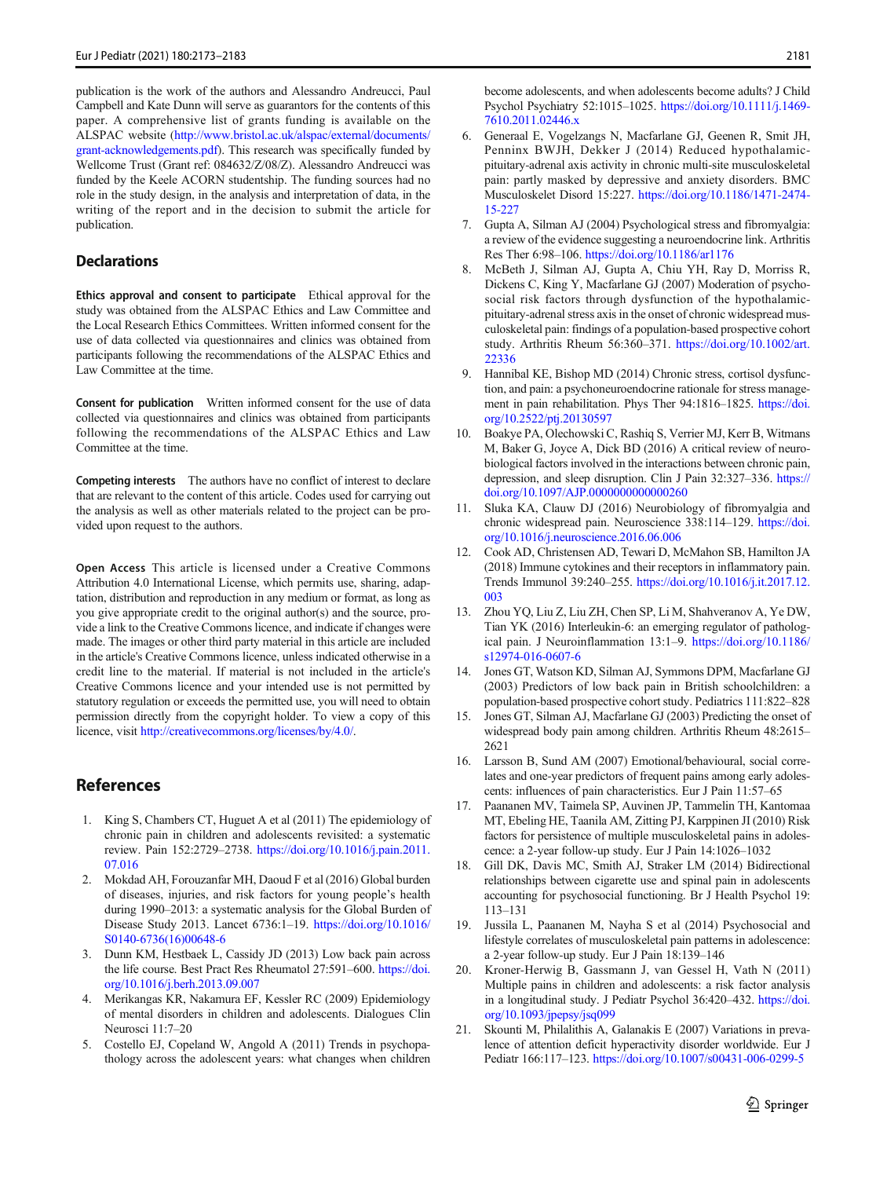publication is the work of the authors and Alessandro Andreucci, Paul Campbell and Kate Dunn will serve as guarantors for the contents of this paper. A comprehensive list of grants funding is available on the ALSPAC website (http://www.bristol.ac.uk/alspac/external/documents/grant-acknowledgements.pdf). This research was specifically funded by Wellcome Trust (Grant ref: 084632/Z/08/Z). Alessandro Andreucci was funded by the Keele ACORN studentship. The funding sources had no role in the study design, in the analysis and interpretation of data, in the writing of the report and in the decision to submit the article for publication.

## Declarations

**Ethics approval and consent to participate** Ethical approval for the study was obtained from the ALSPAC Ethics and Law Committee and the Local Research Ethics Committees. Written informed consent for the use of data collected via questionnaires and clinics was obtained from participants following the recommendations of the ALSPAC Ethics and Law Committee at the time.

**Consent for publication** Written informed consent for the use of data collected via questionnaires and clinics was obtained from participants following the recommendations of the ALSPAC Ethics and Law Committee at the time.

**Competing interests** The authors have no conflict of interest to declare that are relevant to the content of this article. Codes used for carrying out the analysis as well as other materials related to the project can be provided upon request to the authors.

**Open Access** This article is licensed under a Creative Commons Attribution 4.0 International License, which permits use, sharing, adaptation, distribution and reproduction in any medium or format, as long as you give appropriate credit to the original author(s) and the source, provide a link to the Creative Commons licence, and indicate if changes were made. The images or other third party material in this article are included in the article's Creative Commons licence, unless indicated otherwise in a credit line to the material. If material is not included in the article's Creative Commons licence and your intended use is not permitted by statutory regulation or exceeds the permitted use, you will need to obtain permission directly from the copyright holder. To view a copy of this licence, visit http://creativecommons.org/licenses/by/4.0/.

## References

1. King S, Chambers CT, Huguet A et al (2011) The epidemiology of chronic pain in children and adolescents revisited: a systematic review. Pain 152:2729–2738. https://doi.org/10.1016/j.pain.2011.07.016
2. Mokdad AH, Forouzanfar MH, Daoud F et al (2016) Global burden of diseases, injuries, and risk factors for young people's health during 1990–2013: a systematic analysis for the Global Burden of Disease Study 2013. Lancet 6736:1–19. https://doi.org/10.1016/S0140-6736(16)00648-6
3. Dunn KM, Hestbaek L, Cassidy JD (2013) Low back pain across the life course. Best Pract Res Rheumatol 27:591–600. https://doi.org/10.1016/j.berh.2013.09.007
4. Merikangas KR, Nakamura EF, Kessler RC (2009) Epidemiology of mental disorders in children and adolescents. Dialogues Clin Neurosci 11:7–20
5. Costello EJ, Copeland W, Angold A (2011) Trends in psychopathology across the adolescent years: what changes when children become adolescents, and when adolescents become adults? J Child Psychol Psychiatry 52:1015–1025. https://doi.org/10.1111/j.1469-7610.2011.02446.x
6. Generaal E, Vogelzangs N, Macfarlane GJ, Geenen R, Smit JH, Penninx BWJH, Dekker J (2014) Reduced hypothalamic-pituitary-adrenal axis activity in chronic multi-site musculoskeletal pain: partly masked by depressive and anxiety disorders. BMC Musculoskelet Disord 15:227. https://doi.org/10.1186/1471-2474-15-227
7. Gupta A, Silman AJ (2004) Psychological stress and fibromyalgia: a review of the evidence suggesting a neuroendocrine link. Arthritis Res Ther 6:98–106. https://doi.org/10.1186/ar1176
8. McBeth J, Silman AJ, Gupta A, Chiu YH, Ray D, Morriss R, Dickens C, King Y, Macfarlane GJ (2007) Moderation of psychosocial risk factors through dysfunction of the hypothalamic-pituitary-adrenal stress axis in the onset of chronic widespread musculoskeletal pain: findings of a population-based prospective cohort study. Arthritis Rheum 56:360–371. https://doi.org/10.1002/art.22336
9. Hannibal KE, Bishop MD (2014) Chronic stress, cortisol dysfunction, and pain: a psychoneuroendocrine rationale for stress management in pain rehabilitation. Phys Ther 94:1816–1825. https://doi.org/10.2522/ptj.20130597
10. Boakye PA, Olechowski C, Rashiq S, Verrier MJ, Kerr B, Witmans M, Baker G, Joyce A, Dick BD (2016) A critical review of neurobiological factors involved in the interactions between chronic pain, depression, and sleep disruption. Clin J Pain 32:327–336. https://doi.org/10.1097/AJP.0000000000000260
11. Sluka KA, Clauw DJ (2016) Neurobiology of fibromyalgia and chronic widespread pain. Neuroscience 338:114–129. https://doi.org/10.1016/j.neuroscience.2016.06.006
12. Cook AD, Christensen AD, Tewari D, McMahon SB, Hamilton JA (2018) Immune cytokines and their receptors in inflammatory pain. Trends Immunol 39:240–255. https://doi.org/10.1016/j.it.2017.12.003
13. Zhou YQ, Liu Z, Liu ZH, Chen SP, Li M, Shahveranov A, Ye DW, Tian YK (2016) Interleukin-6: an emerging regulator of pathological pain. J Neuroinflammation 13:1–9. https://doi.org/10.1186/s12974-016-0607-6
14. Jones GT, Watson KD, Silman AJ, Symmons DPM, Macfarlane GJ (2003) Predictors of low back pain in British schoolchildren: a population-based prospective cohort study. Pediatrics 111:822–828
15. Jones GT, Silman AJ, Macfarlane GJ (2003) Predicting the onset of widespread body pain among children. Arthritis Rheum 48:2615–2621
16. Larsson B, Sund AM (2007) Emotional/behavioural, social correlates and one-year predictors of frequent pains among early adolescents: influences of pain characteristics. Eur J Pain 11:57–65
17. Paananen MV, Taimela SP, Auvinen JP, Tammelin TH, Kantomaa MT, Ebeling HE, Taanila AM, Zitting PJ, Karppinen JI (2010) Risk factors for persistence of multiple musculoskeletal pains in adolescence: a 2-year follow-up study. Eur J Pain 14:1026–1032
18. Gill DK, Davis MC, Smith AJ, Straker LM (2014) Bidirectional relationships between cigarette use and spinal pain in adolescents accounting for psychosocial functioning. Br J Health Psychol 19:113–131
19. Jussila L, Paananen M, Nayha S et al (2014) Psychosocial and lifestyle correlates of musculoskeletal pain patterns in adolescence: a 2-year follow-up study. Eur J Pain 18:139–146
20. Kroner-Herwig B, Gassmann J, van Gessel H, Vath N (2011) Multiple pains in children and adolescents: a risk factor analysis in a longitudinal study. J Pediatr Psychol 36:420–432. https://doi.org/10.1093/jpepsy/jsq099
21. Skounti M, Philalithis A, Galanakis E (2007) Variations in prevalence of attention deficit hyperactivity disorder worldwide. Eur J Pediatr 166:117–123. https://doi.org/10.1007/s00431-006-0299-5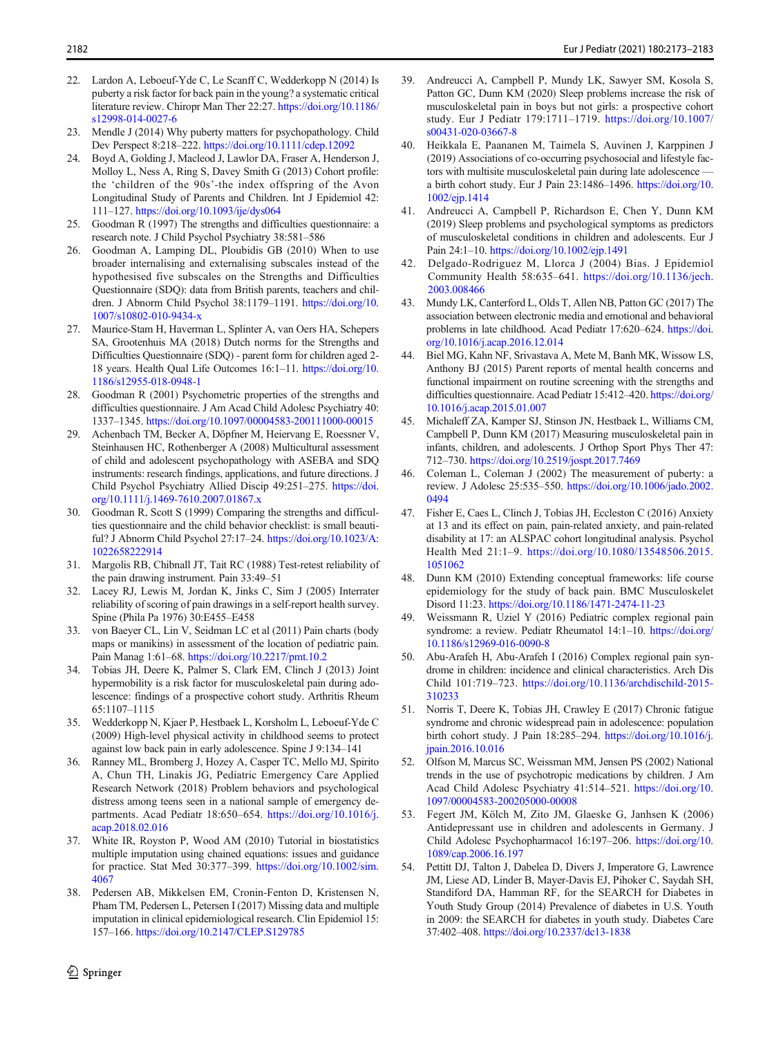22. Lardon A, Leboeuf-Yde C, Le Scanff C, Wedderkopp N (2014) Is puberty a risk factor for back pain in the young? a systematic critical literature review. Chiropr Man Ther 22:27. https://doi.org/10.1186/s12998-014-0027-6
23. Mendle J (2014) Why puberty matters for psychopathology. Child Dev Perspect 8:218–222. https://doi.org/10.1111/cdep.12092
24. Boyd A, Golding J, Macleod J, Lawlor DA, Fraser A, Henderson J, Molloy L, Ness A, Ring S, Davey Smith G (2013) Cohort profile: the 'children of the 90s'-the index offspring of the Avon Longitudinal Study of Parents and Children. Int J Epidemiol 42: 111–127. https://doi.org/10.1093/ije/dys064
25. Goodman R (1997) The strengths and difficulties questionnaire: a research note. J Child Psychol Psychiatry 38:581–586
26. Goodman A, Lamping DL, Ploubidis GB (2010) When to use broader internalising and externalising subscales instead of the hypothesised five subscales on the Strengths and Difficulties Questionnaire (SDQ): data from British parents, teachers and children. J Abnorm Child Psychol 38:1179–1191. https://doi.org/10.1007/s10802-010-9434-x
27. Maurice-Stam H, Haverman L, Splinter A, van Oers HA, Schepers SA, Grootenhuis MA (2018) Dutch norms for the Strengths and Difficulties Questionnaire (SDQ) - parent form for children aged 2-18 years. Health Qual Life Outcomes 16:1–11. https://doi.org/10.1186/s12955-018-0948-1
28. Goodman R (2001) Psychometric properties of the strengths and difficulties questionnaire. J Am Acad Child Adolesc Psychiatry 40: 1337–1345. https://doi.org/10.1097/00004583-200111000-00015
29. Achenbach TM, Becker A, Döpfner M, Heiervang E, Roessner V, Steinhausen HC, Rothenberger A (2008) Multicultural assessment of child and adolescent psychopathology with ASEBA and SDQ instruments: research findings, applications, and future directions. J Child Psychol Psychiatry Allied Discip 49:251–275. https://doi.org/10.1111/j.1469-7610.2007.01867.x
30. Goodman R, Scott S (1999) Comparing the strengths and difficulties questionnaire and the child behavior checklist: is small beautiful? J Abnorm Child Psychol 27:17–24. https://doi.org/10.1023/A:1022658222914
31. Margolis RB, Chibnall JT, Tait RC (1988) Test-retest reliability of the pain drawing instrument. Pain 33:49–51
32. Lacey RJ, Lewis M, Jordan K, Jinks C, Sim J (2005) Interrater reliability of scoring of pain drawings in a self-report health survey. Spine (Phila Pa 1976) 30:E455–E458
33. von Baeyer CL, Lin V, Seidman LC et al (2011) Pain charts (body maps or manikins) in assessment of the location of pediatric pain. Pain Manag 1:61–68. https://doi.org/10.2217/pmt.10.2
34. Tobias JH, Deere K, Palmer S, Clark EM, Clinch J (2013) Joint hypermobility is a risk factor for musculoskeletal pain during adolescence: findings of a prospective cohort study. Arthritis Rheum 65:1107–1115
35. Wedderkopp N, Kjaer P, Hestbaek L, Korsholm L, Leboeuf-Yde C (2009) High-level physical activity in childhood seems to protect against low back pain in early adolescence. Spine J 9:134–141
36. Ranney ML, Bromberg J, Hozey A, Casper TC, Mello MJ, Spirito A, Chun TH, Linakis JG, Pediatric Emergency Care Applied Research Network (2018) Problem behaviors and psychological distress among teens seen in a national sample of emergency departments. Acad Pediatr 18:650–654. https://doi.org/10.1016/j.acap.2018.02.016
37. White IR, Royston P, Wood AM (2010) Tutorial in biostatistics multiple imputation using chained equations: issues and guidance for practice. Stat Med 30:377–399. https://doi.org/10.1002/sim.4067
38. Pedersen AB, Mikkelsen EM, Cronin-Fenton D, Kristensen N, Pham TM, Pedersen L, Petersen I (2017) Missing data and multiple imputation in clinical epidemiological research. Clin Epidemiol 15: 157–166. https://doi.org/10.2147/CLEP.S129785
39. Andreucci A, Campbell P, Mundy LK, Sawyer SM, Kosola S, Patton GC, Dunn KM (2020) Sleep problems increase the risk of musculoskeletal pain in boys but not girls: a prospective cohort study. Eur J Pediatr 179:1711–1719. https://doi.org/10.1007/s00431-020-03667-8
40. Heikkala E, Paananen M, Taimela S, Auvinen J, Karppinen J (2019) Associations of co-occurring psychosocial and lifestyle factors with multisite musculoskeletal pain during late adolescence — a birth cohort study. Eur J Pain 23:1486–1496. https://doi.org/10.1002/ejp.1414
41. Andreucci A, Campbell P, Richardson E, Chen Y, Dunn KM (2019) Sleep problems and psychological symptoms as predictors of musculoskeletal conditions in children and adolescents. Eur J Pain 24:1–10. https://doi.org/10.1002/ejp.1491
42. Delgado-Rodriguez M, Llorca J (2004) Bias. J Epidemiol Community Health 58:635–641. https://doi.org/10.1136/jech.2003.008466
43. Mundy LK, Canterford L, Olds T, Allen NB, Patton GC (2017) The association between electronic media and emotional and behavioral problems in late childhood. Acad Pediatr 17:620–624. https://doi.org/10.1016/j.acap.2016.12.014
44. Biel MG, Kahn NF, Srivastava A, Mete M, Banh MK, Wissow LS, Anthony BJ (2015) Parent reports of mental health concerns and functional impairment on routine screening with the strengths and difficulties questionnaire. Acad Pediatr 15:412–420. https://doi.org/10.1016/j.acap.2015.01.007
45. Michaleff ZA, Kamper SJ, Stinson JN, Hestbaek L, Williams CM, Campbell P, Dunn KM (2017) Measuring musculoskeletal pain in infants, children, and adolescents. J Orthop Sport Phys Ther 47: 712–730. https://doi.org/10.2519/jospt.2017.7469
46. Coleman L, Coleman J (2002) The measurement of puberty: a review. J Adolesc 25:535–550. https://doi.org/10.1006/jado.2002.0494
47. Fisher E, Caes L, Clinch J, Tobias JH, Eccleston C (2016) Anxiety at 13 and its effect on pain, pain-related anxiety, and pain-related disability at 17: an ALSPAC cohort longitudinal analysis. Psychol Health Med 21:1–9. https://doi.org/10.1080/13548506.2015.1051062
48. Dunn KM (2010) Extending conceptual frameworks: life course epidemiology for the study of back pain. BMC Musculoskelet Disord 11:23. https://doi.org/10.1186/1471-2474-11-23
49. Weissmann R, Uziel Y (2016) Pediatric complex regional pain syndrome: a review. Pediatr Rheumatol 14:1–10. https://doi.org/10.1186/s12969-016-0090-8
50. Abu-Arafeh H, Abu-Arafeh I (2016) Complex regional pain syndrome in children: incidence and clinical characteristics. Arch Dis Child 101:719–723. https://doi.org/10.1136/archdischild-2015-310233
51. Norris T, Deere K, Tobias JH, Crawley E (2017) Chronic fatigue syndrome and chronic widespread pain in adolescence: population birth cohort study. J Pain 18:285–294. https://doi.org/10.1016/j.jpain.2016.10.016
52. Olfson M, Marcus SC, Weissman MM, Jensen PS (2002) National trends in the use of psychotropic medications by children. J Am Acad Child Adolesc Psychiatry 41:514–521. https://doi.org/10.1097/00004583-200205000-00008
53. Fegert JM, Kölch M, Zito JM, Glaeske G, Janhsen K (2006) Antidepressant use in children and adolescents in Germany. J Child Adolesc Psychopharmacol 16:197–206. https://doi.org/10.1089/cap.2006.16.197
54. Pettitt DJ, Talton J, Dabelea D, Divers J, Imperatore G, Lawrence JM, Liese AD, Linder B, Mayer-Davis EJ, Pihoker C, Saydah SH, Standiford DA, Hamman RF, for the SEARCH for Diabetes in Youth Study Group (2014) Prevalence of diabetes in U.S. Youth in 2009: the SEARCH for diabetes in youth study. Diabetes Care 37:402–408. https://doi.org/10.2337/dc13-1838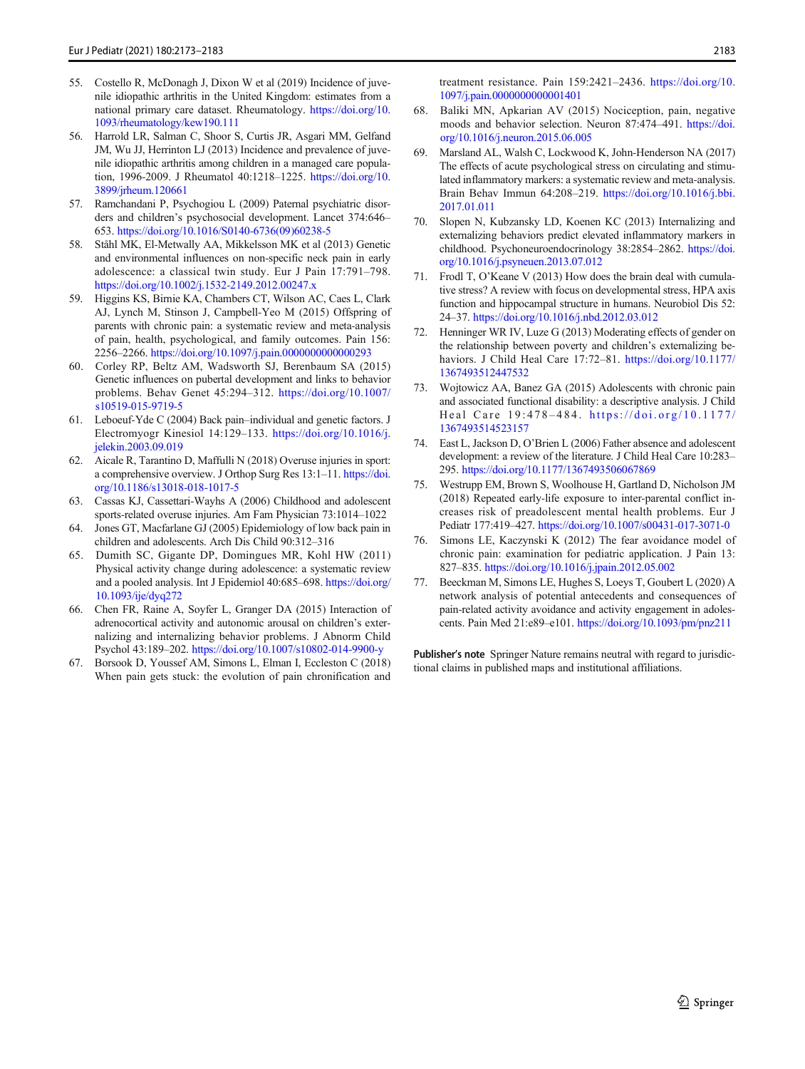55. Costello R, McDonagh J, Dixon W et al (2019) Incidence of juvenile idiopathic arthritis in the United Kingdom: estimates from a national primary care dataset. Rheumatology. https://doi.org/10.1093/rheumatology/kew190.111
56. Harrold LR, Salman C, Shoor S, Curtis JR, Asgari MM, Gelfand JM, Wu JJ, Herrinton LJ (2013) Incidence and prevalence of juvenile idiopathic arthritis among children in a managed care population, 1996-2009. J Rheumatol 40:1218–1225. https://doi.org/10.3899/jrheum.120661
57. Ramchandani P, Psychogiou L (2009) Paternal psychiatric disorders and children's psychosocial development. Lancet 374:646–653. https://doi.org/10.1016/S0140-6736(09)60238-5
58. Ståhl MK, El-Metwally AA, Mikkelsson MK et al (2013) Genetic and environmental influences on non-specific neck pain in early adolescence: a classical twin study. Eur J Pain 17:791–798. https://doi.org/10.1002/j.1532-2149.2012.00247.x
59. Higgins KS, Birnie KA, Chambers CT, Wilson AC, Caes L, Clark AJ, Lynch M, Stinson J, Campbell-Yeo M (2015) Offspring of parents with chronic pain: a systematic review and meta-analysis of pain, health, psychological, and family outcomes. Pain 156:2256–2266. https://doi.org/10.1097/j.pain.0000000000000293
60. Corley RP, Beltz AM, Wadsworth SJ, Berenbaum SA (2015) Genetic influences on pubertal development and links to behavior problems. Behav Genet 45:294–312. https://doi.org/10.1007/s10519-015-9719-5
61. Leboeuf-Yde C (2004) Back pain–individual and genetic factors. J Electromyogr Kinesiol 14:129–133. https://doi.org/10.1016/j.jelekin.2003.09.019
62. Aicale R, Tarantino D, Maffulli N (2018) Overuse injuries in sport: a comprehensive overview. J Orthop Surg Res 13:1–11. https://doi.org/10.1186/s13018-018-1017-5
63. Cassas KJ, Cassettari-Wayhs A (2006) Childhood and adolescent sports-related overuse injuries. Am Fam Physician 73:1014–1022
64. Jones GT, Macfarlane GJ (2005) Epidemiology of low back pain in children and adolescents. Arch Dis Child 90:312–316
65. Dumith SC, Gigante DP, Domingues MR, Kohl HW (2011) Physical activity change during adolescence: a systematic review and a pooled analysis. Int J Epidemiol 40:685–698. https://doi.org/10.1093/ije/dyq272
66. Chen FR, Raine A, Soyfer L, Granger DA (2015) Interaction of adrenocortical activity and autonomic arousal on children's externalizing and internalizing behavior problems. J Abnorm Child Psychol 43:189–202. https://doi.org/10.1007/s10802-014-9900-y
67. Borsook D, Youssef AM, Simons L, Elman I, Eccleston C (2018) When pain gets stuck: the evolution of pain chronification and treatment resistance. Pain 159:2421–2436. https://doi.org/10.1097/j.pain.0000000000001401
68. Baliki MN, Apkarian AV (2015) Nociception, pain, negative moods and behavior selection. Neuron 87:474–491. https://doi.org/10.1016/j.neuron.2015.06.005
69. Marsland AL, Walsh C, Lockwood K, John-Henderson NA (2017) The effects of acute psychological stress on circulating and stimulated inflammatory markers: a systematic review and meta-analysis. Brain Behav Immun 64:208–219. https://doi.org/10.1016/j.bbi.2017.01.011
70. Slopen N, Kubzansky LD, Koenen KC (2013) Internalizing and externalizing behaviors predict elevated inflammatory markers in childhood. Psychoneuroendocrinology 38:2854–2862. https://doi.org/10.1016/j.psyneuen.2013.07.012
71. Frodl T, O'Keane V (2013) How does the brain deal with cumulative stress? A review with focus on developmental stress, HPA axis function and hippocampal structure in humans. Neurobiol Dis 52:24–37. https://doi.org/10.1016/j.nbd.2012.03.012
72. Henninger WR IV, Luze G (2013) Moderating effects of gender on the relationship between poverty and children's externalizing behaviors. J Child Heal Care 17:72–81. https://doi.org/10.1177/1367493512447532
73. Wojtowicz AA, Banez GA (2015) Adolescents with chronic pain and associated functional disability: a descriptive analysis. J Child Heal Care 19:478–484. https://doi.org/10.1177/1367493514523157
74. East L, Jackson D, O'Brien L (2006) Father absence and adolescent development: a review of the literature. J Child Heal Care 10:283–295. https://doi.org/10.1177/1367493506067869
75. Westrupp EM, Brown S, Woolhouse H, Gartland D, Nicholson JM (2018) Repeated early-life exposure to inter-parental conflict increases risk of preadolescent mental health problems. Eur J Pediatr 177:419–427. https://doi.org/10.1007/s00431-017-3071-0
76. Simons LE, Kaczynski K (2012) The fear avoidance model of chronic pain: examination for pediatric application. J Pain 13:827–835. https://doi.org/10.1016/j.jpain.2012.05.002
77. Beeckman M, Simons LE, Hughes S, Loeys T, Goubert L (2020) A network analysis of potential antecedents and consequences of pain-related activity avoidance and activity engagement in adolescents. Pain Med 21:e89–e101. https://doi.org/10.1093/pm/pnz211

**Publisher's note** Springer Nature remains neutral with regard to jurisdictional claims in published maps and institutional affiliations.